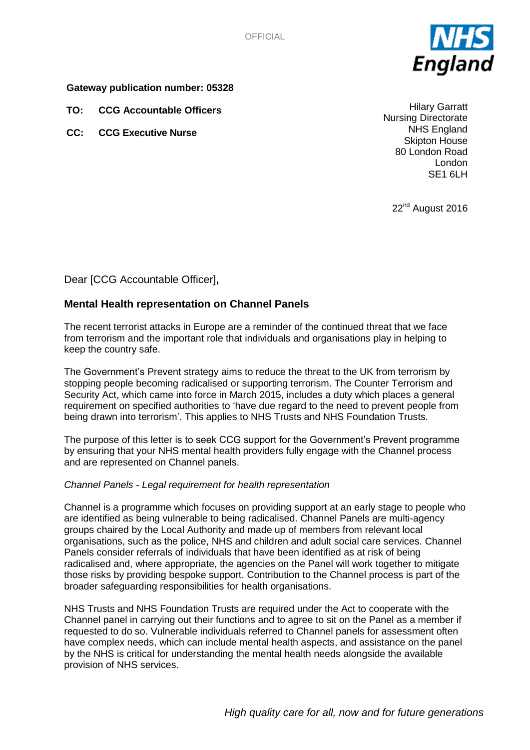**Gateway publication number: 05328**

**TO: CCG Accountable Officers**

**CC: CCG Executive Nurse**

Hilary Garratt
Nursing Directorate
NHS England
Skipton House
80 London Road
London
SE1 6LH

22nd August 2016

Dear [CCG Accountable Officer]**,**

**Mental Health representation on Channel Panels**

The recent terrorist attacks in Europe are a reminder of the continued threat that we face from terrorism and the important role that individuals and organisations play in helping to keep the country safe.

The Government's Prevent strategy aims to reduce the threat to the UK from terrorism by stopping people becoming radicalised or supporting terrorism. The Counter Terrorism and Security Act, which came into force in March 2015, includes a duty which places a general requirement on specified authorities to 'have due regard to the need to prevent people from being drawn into terrorism'. This applies to NHS Trusts and NHS Foundation Trusts.

The purpose of this letter is to seek CCG support for the Government's Prevent programme by ensuring that your NHS mental health providers fully engage with the Channel process and are represented on Channel panels.

*Channel Panels - Legal requirement for health representation*

Channel is a programme which focuses on providing support at an early stage to people who are identified as being vulnerable to being radicalised. Channel Panels are multi-agency groups chaired by the Local Authority and made up of members from relevant local organisations, such as the police, NHS and children and adult social care services. Channel Panels consider referrals of individuals that have been identified as at risk of being radicalised and, where appropriate, the agencies on the Panel will work together to mitigate those risks by providing bespoke support. Contribution to the Channel process is part of the broader safeguarding responsibilities for health organisations.

NHS Trusts and NHS Foundation Trusts are required under the Act to cooperate with the Channel panel in carrying out their functions and to agree to sit on the Panel as a member if requested to do so. Vulnerable individuals referred to Channel panels for assessment often have complex needs, which can include mental health aspects, and assistance on the panel by the NHS is critical for understanding the mental health needs alongside the available provision of NHS services.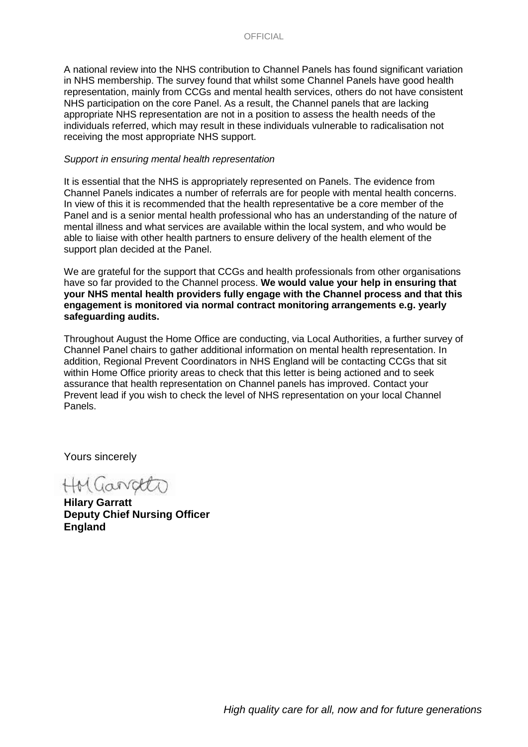A national review into the NHS contribution to Channel Panels has found significant variation in NHS membership. The survey found that whilst some Channel Panels have good health representation, mainly from CCGs and mental health services, others do not have consistent NHS participation on the core Panel. As a result, the Channel panels that are lacking appropriate NHS representation are not in a position to assess the health needs of the individuals referred, which may result in these individuals vulnerable to radicalisation not receiving the most appropriate NHS support.

*Support in ensuring mental health representation*

It is essential that the NHS is appropriately represented on Panels. The evidence from Channel Panels indicates a number of referrals are for people with mental health concerns. In view of this it is recommended that the health representative be a core member of the Panel and is a senior mental health professional who has an understanding of the nature of mental illness and what services are available within the local system, and who would be able to liaise with other health partners to ensure delivery of the health element of the support plan decided at the Panel.

We are grateful for the support that CCGs and health professionals from other organisations have so far provided to the Channel process. **We would value your help in ensuring that your NHS mental health providers fully engage with the Channel process and that this engagement is monitored via normal contract monitoring arrangements e.g. yearly safeguarding audits.**

Throughout August the Home Office are conducting, via Local Authorities, a further survey of Channel Panel chairs to gather additional information on mental health representation. In addition, Regional Prevent Coordinators in NHS England will be contacting CCGs that sit within Home Office priority areas to check that this letter is being actioned and to seek assurance that health representation on Channel panels has improved. Contact your Prevent lead if you wish to check the level of NHS representation on your local Channel Panels.

Yours sincerely

HM Garratt

**Hilary Garratt**
**Deputy Chief Nursing Officer**
**England**